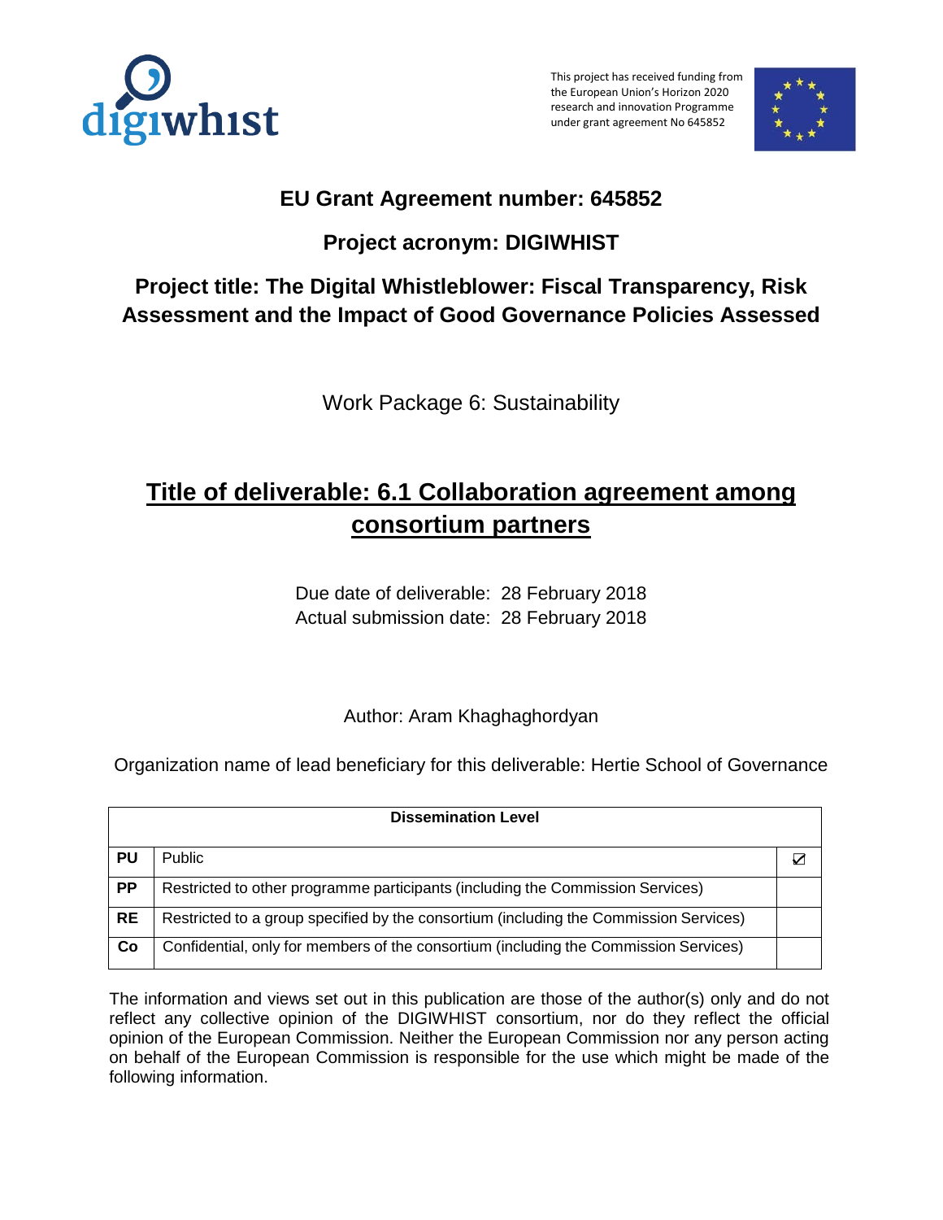This project has received funding from the European Union's Horizon 2020 research and innovation Programme under grant agreement No 645852

## EU Grant Agreement number: 645852

## Project acronym: DIGIWHIST

## Project title: The Digital Whistleblower: Fiscal Transparency, Risk Assessment and the Impact of Good Governance Policies Assessed

Work Package 6: Sustainability

# Title of deliverable: 6.1 Collaboration agreement among consortium partners

Due date of deliverable: 28 February 2018
Actual submission date: 28 February 2018

Author: Aram Khaghaghordyan

Organization name of lead beneficiary for this deliverable: Hertie School of Governance

| Dissemination Level | | |
|---|---|---|
| **PU** | Public | ☑ |
| **PP** | Restricted to other programme participants (including the Commission Services) | |
| **RE** | Restricted to a group specified by the consortium (including the Commission Services) | |
| **Co** | Confidential, only for members of the consortium (including the Commission Services) | |

The information and views set out in this publication are those of the author(s) only and do not reflect any collective opinion of the DIGIWHIST consortium, nor do they reflect the official opinion of the European Commission. Neither the European Commission nor any person acting on behalf of the European Commission is responsible for the use which might be made of the following information.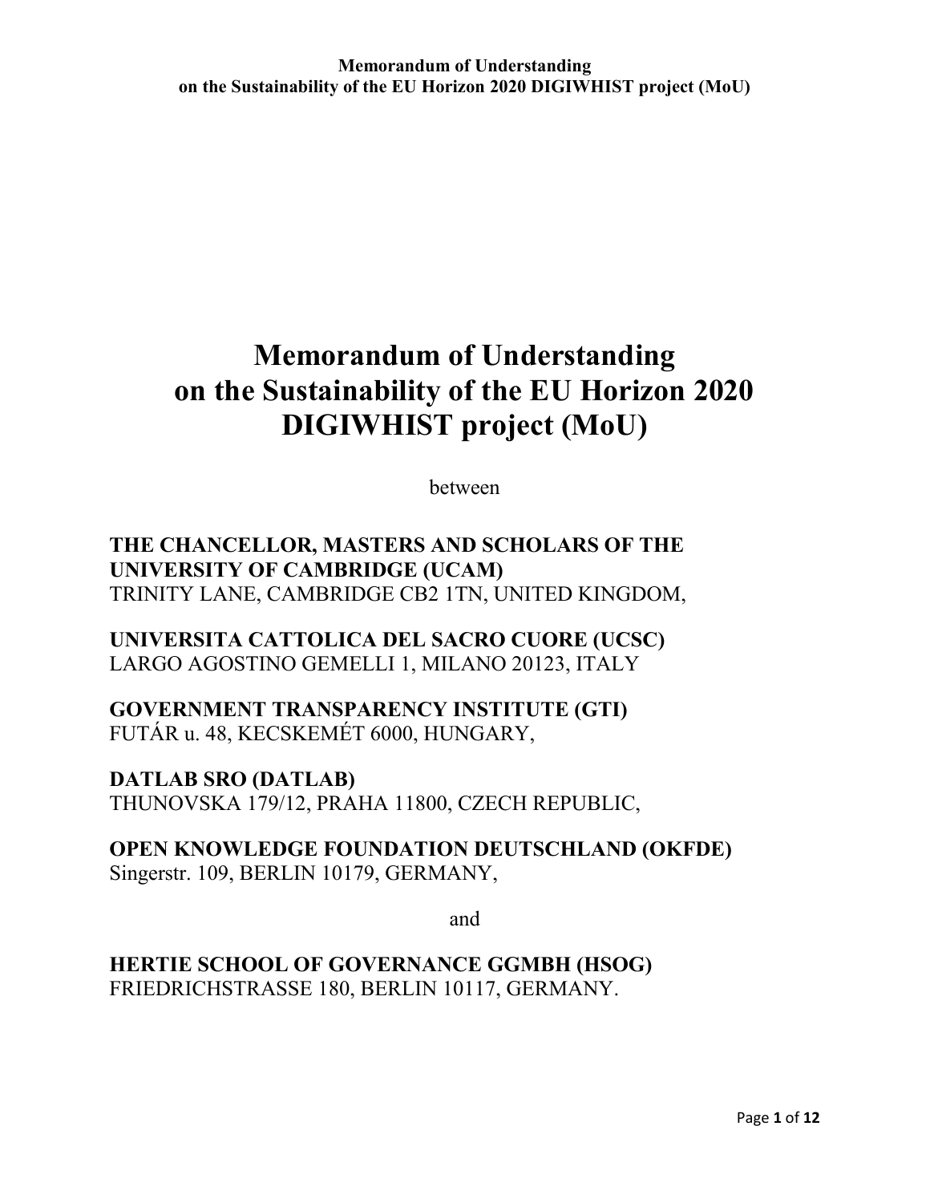# Memorandum of Understanding on the Sustainability of the EU Horizon 2020 DIGIWHIST project (MoU)

between

**THE CHANCELLOR, MASTERS AND SCHOLARS OF THE UNIVERSITY OF CAMBRIDGE (UCAM)**
TRINITY LANE, CAMBRIDGE CB2 1TN, UNITED KINGDOM,

**UNIVERSITA CATTOLICA DEL SACRO CUORE (UCSC)**
LARGO AGOSTINO GEMELLI 1, MILANO 20123, ITALY

**GOVERNMENT TRANSPARENCY INSTITUTE (GTI)**
FUTÁR u. 48, KECSKEMÉT 6000, HUNGARY,

**DATLAB SRO (DATLAB)**
THUNOVSKA 179/12, PRAHA 11800, CZECH REPUBLIC,

**OPEN KNOWLEDGE FOUNDATION DEUTSCHLAND (OKFDE)**
Singerstr. 109, BERLIN 10179, GERMANY,

and

**HERTIE SCHOOL OF GOVERNANCE GGMBH (HSOG)**
FRIEDRICHSTRASSE 180, BERLIN 10117, GERMANY.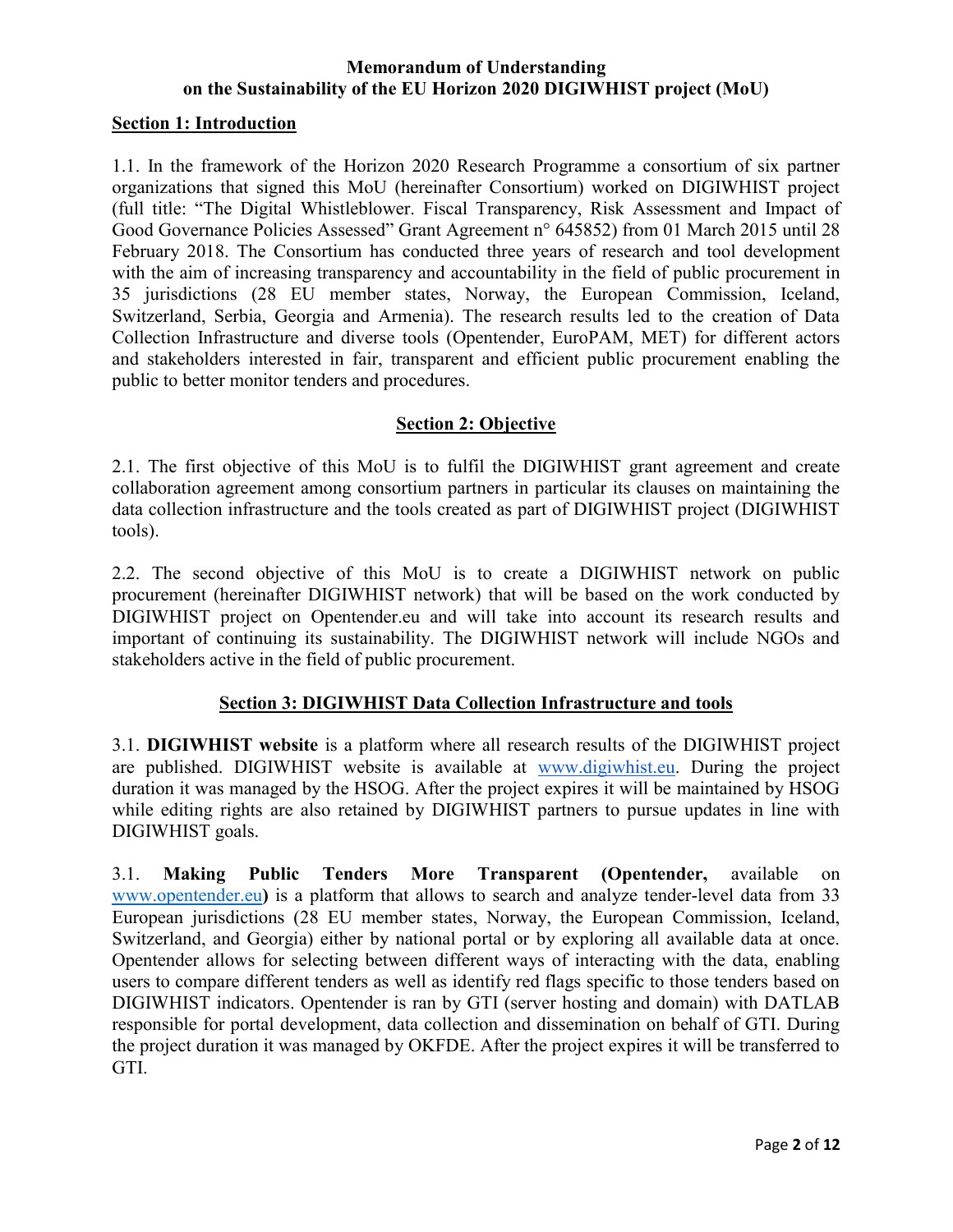**Memorandum of Understanding**
**on the Sustainability of the EU Horizon 2020 DIGIWHIST project (MoU)**

## Section 1: Introduction

1.1. In the framework of the Horizon 2020 Research Programme a consortium of six partner organizations that signed this MoU (hereinafter Consortium) worked on DIGIWHIST project (full title: "The Digital Whistleblower. Fiscal Transparency, Risk Assessment and Impact of Good Governance Policies Assessed" Grant Agreement n° 645852) from 01 March 2015 until 28 February 2018. The Consortium has conducted three years of research and tool development with the aim of increasing transparency and accountability in the field of public procurement in 35 jurisdictions (28 EU member states, Norway, the European Commission, Iceland, Switzerland, Serbia, Georgia and Armenia). The research results led to the creation of Data Collection Infrastructure and diverse tools (Opentender, EuroPAM, MET) for different actors and stakeholders interested in fair, transparent and efficient public procurement enabling the public to better monitor tenders and procedures.

## Section 2: Objective

2.1. The first objective of this MoU is to fulfil the DIGIWHIST grant agreement and create collaboration agreement among consortium partners in particular its clauses on maintaining the data collection infrastructure and the tools created as part of DIGIWHIST project (DIGIWHIST tools).

2.2. The second objective of this MoU is to create a DIGIWHIST network on public procurement (hereinafter DIGIWHIST network) that will be based on the work conducted by DIGIWHIST project on Opentender.eu and will take into account its research results and important of continuing its sustainability. The DIGIWHIST network will include NGOs and stakeholders active in the field of public procurement.

## Section 3: DIGIWHIST Data Collection Infrastructure and tools

3.1. **DIGIWHIST website** is a platform where all research results of the DIGIWHIST project are published. DIGIWHIST website is available at www.digiwhist.eu. During the project duration it was managed by the HSOG. After the project expires it will be maintained by HSOG while editing rights are also retained by DIGIWHIST partners to pursue updates in line with DIGIWHIST goals.

3.1. **Making Public Tenders More Transparent (Opentender,** available on www.opentender.eu**)** is a platform that allows to search and analyze tender-level data from 33 European jurisdictions (28 EU member states, Norway, the European Commission, Iceland, Switzerland, and Georgia) either by national portal or by exploring all available data at once. Opentender allows for selecting between different ways of interacting with the data, enabling users to compare different tenders as well as identify red flags specific to those tenders based on DIGIWHIST indicators. Opentender is ran by GTI (server hosting and domain) with DATLAB responsible for portal development, data collection and dissemination on behalf of GTI. During the project duration it was managed by OKFDE. After the project expires it will be transferred to GTI.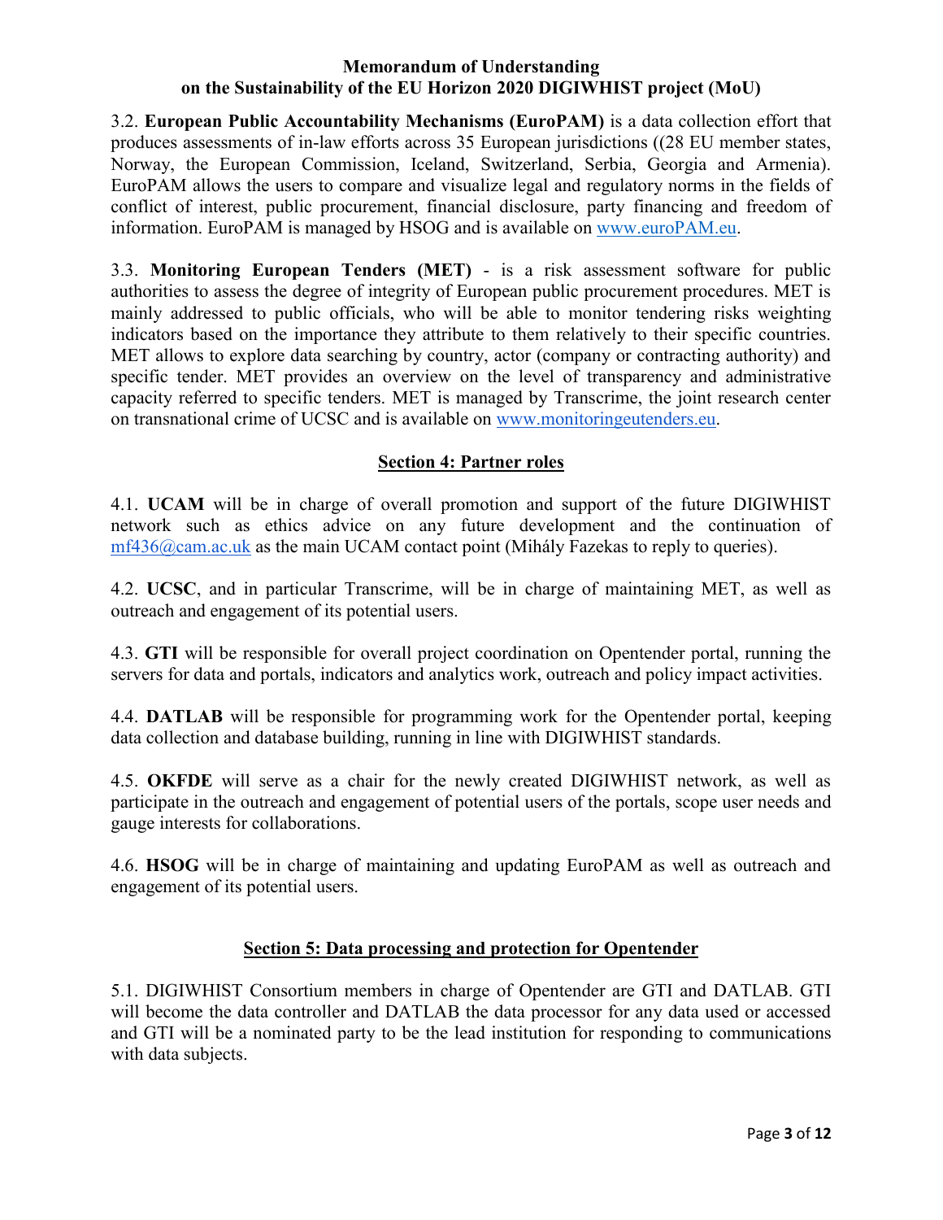3.2. **European Public Accountability Mechanisms (EuroPAM)** is a data collection effort that produces assessments of in-law efforts across 35 European jurisdictions ((28 EU member states, Norway, the European Commission, Iceland, Switzerland, Serbia, Georgia and Armenia). EuroPAM allows the users to compare and visualize legal and regulatory norms in the fields of conflict of interest, public procurement, financial disclosure, party financing and freedom of information. EuroPAM is managed by HSOG and is available on www.euroPAM.eu.

3.3. **Monitoring European Tenders (MET)** - is a risk assessment software for public authorities to assess the degree of integrity of European public procurement procedures. MET is mainly addressed to public officials, who will be able to monitor tendering risks weighting indicators based on the importance they attribute to them relatively to their specific countries. MET allows to explore data searching by country, actor (company or contracting authority) and specific tender. MET provides an overview on the level of transparency and administrative capacity referred to specific tenders. MET is managed by Transcrime, the joint research center on transnational crime of UCSC and is available on www.monitoringeutenders.eu.

## Section 4: Partner roles

4.1. **UCAM** will be in charge of overall promotion and support of the future DIGIWHIST network such as ethics advice on any future development and the continuation of mf436@cam.ac.uk as the main UCAM contact point (Mihály Fazekas to reply to queries).

4.2. **UCSC**, and in particular Transcrime, will be in charge of maintaining MET, as well as outreach and engagement of its potential users.

4.3. **GTI** will be responsible for overall project coordination on Opentender portal, running the servers for data and portals, indicators and analytics work, outreach and policy impact activities.

4.4. **DATLAB** will be responsible for programming work for the Opentender portal, keeping data collection and database building, running in line with DIGIWHIST standards.

4.5. **OKFDE** will serve as a chair for the newly created DIGIWHIST network, as well as participate in the outreach and engagement of potential users of the portals, scope user needs and gauge interests for collaborations.

4.6. **HSOG** will be in charge of maintaining and updating EuroPAM as well as outreach and engagement of its potential users.

## Section 5: Data processing and protection for Opentender

5.1. DIGIWHIST Consortium members in charge of Opentender are GTI and DATLAB. GTI will become the data controller and DATLAB the data processor for any data used or accessed and GTI will be a nominated party to be the lead institution for responding to communications with data subjects.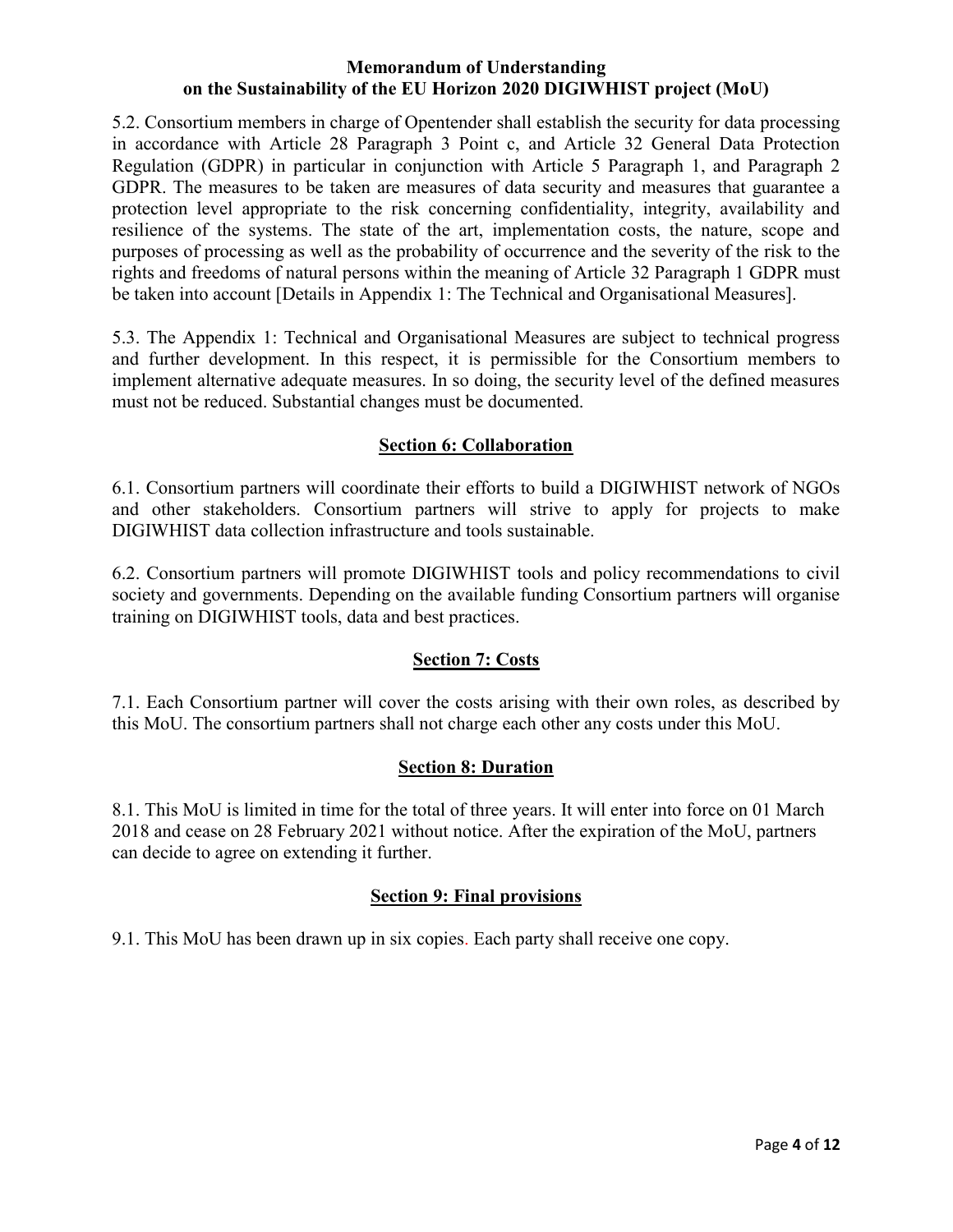5.2. Consortium members in charge of Opentender shall establish the security for data processing in accordance with Article 28 Paragraph 3 Point c, and Article 32 General Data Protection Regulation (GDPR) in particular in conjunction with Article 5 Paragraph 1, and Paragraph 2 GDPR. The measures to be taken are measures of data security and measures that guarantee a protection level appropriate to the risk concerning confidentiality, integrity, availability and resilience of the systems. The state of the art, implementation costs, the nature, scope and purposes of processing as well as the probability of occurrence and the severity of the risk to the rights and freedoms of natural persons within the meaning of Article 32 Paragraph 1 GDPR must be taken into account [Details in Appendix 1: The Technical and Organisational Measures].

5.3. The Appendix 1: Technical and Organisational Measures are subject to technical progress and further development. In this respect, it is permissible for the Consortium members to implement alternative adequate measures. In so doing, the security level of the defined measures must not be reduced. Substantial changes must be documented.

## Section 6: Collaboration

6.1. Consortium partners will coordinate their efforts to build a DIGIWHIST network of NGOs and other stakeholders. Consortium partners will strive to apply for projects to make DIGIWHIST data collection infrastructure and tools sustainable.

6.2. Consortium partners will promote DIGIWHIST tools and policy recommendations to civil society and governments. Depending on the available funding Consortium partners will organise training on DIGIWHIST tools, data and best practices.

## Section 7: Costs

7.1. Each Consortium partner will cover the costs arising with their own roles, as described by this MoU. The consortium partners shall not charge each other any costs under this MoU.

## Section 8: Duration

8.1. This MoU is limited in time for the total of three years. It will enter into force on 01 March 2018 and cease on 28 February 2021 without notice. After the expiration of the MoU, partners can decide to agree on extending it further.

## Section 9: Final provisions

9.1. This MoU has been drawn up in six copies. Each party shall receive one copy.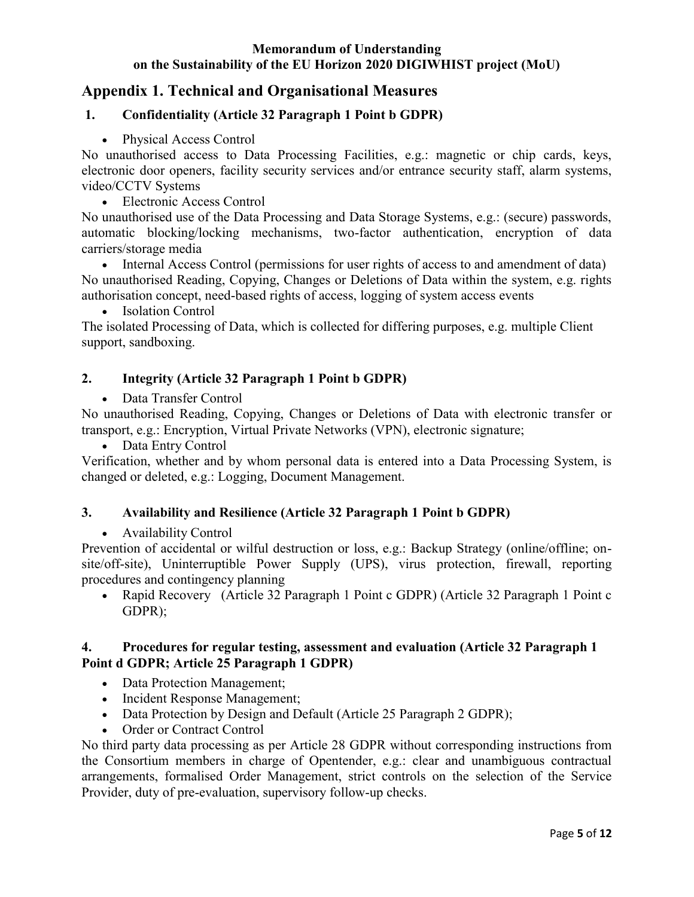## Appendix 1. Technical and Organisational Measures

### 1. Confidentiality (Article 32 Paragraph 1 Point b GDPR)

- Physical Access Control

No unauthorised access to Data Processing Facilities, e.g.: magnetic or chip cards, keys, electronic door openers, facility security services and/or entrance security staff, alarm systems, video/CCTV Systems

- Electronic Access Control

No unauthorised use of the Data Processing and Data Storage Systems, e.g.: (secure) passwords, automatic blocking/locking mechanisms, two-factor authentication, encryption of data carriers/storage media

- Internal Access Control (permissions for user rights of access to and amendment of data)

No unauthorised Reading, Copying, Changes or Deletions of Data within the system, e.g. rights authorisation concept, need-based rights of access, logging of system access events

- Isolation Control

The isolated Processing of Data, which is collected for differing purposes, e.g. multiple Client support, sandboxing.

### 2. Integrity (Article 32 Paragraph 1 Point b GDPR)

- Data Transfer Control

No unauthorised Reading, Copying, Changes or Deletions of Data with electronic transfer or transport, e.g.: Encryption, Virtual Private Networks (VPN), electronic signature;

- Data Entry Control

Verification, whether and by whom personal data is entered into a Data Processing System, is changed or deleted, e.g.: Logging, Document Management.

### 3. Availability and Resilience (Article 32 Paragraph 1 Point b GDPR)

- Availability Control

Prevention of accidental or wilful destruction or loss, e.g.: Backup Strategy (online/offline; on-site/off-site), Uninterruptible Power Supply (UPS), virus protection, firewall, reporting procedures and contingency planning

- Rapid Recovery (Article 32 Paragraph 1 Point c GDPR) (Article 32 Paragraph 1 Point c GDPR);

### 4. Procedures for regular testing, assessment and evaluation (Article 32 Paragraph 1 Point d GDPR; Article 25 Paragraph 1 GDPR)

- Data Protection Management;
- Incident Response Management;
- Data Protection by Design and Default (Article 25 Paragraph 2 GDPR);
- Order or Contract Control

No third party data processing as per Article 28 GDPR without corresponding instructions from the Consortium members in charge of Opentender, e.g.: clear and unambiguous contractual arrangements, formalised Order Management, strict controls on the selection of the Service Provider, duty of pre-evaluation, supervisory follow-up checks.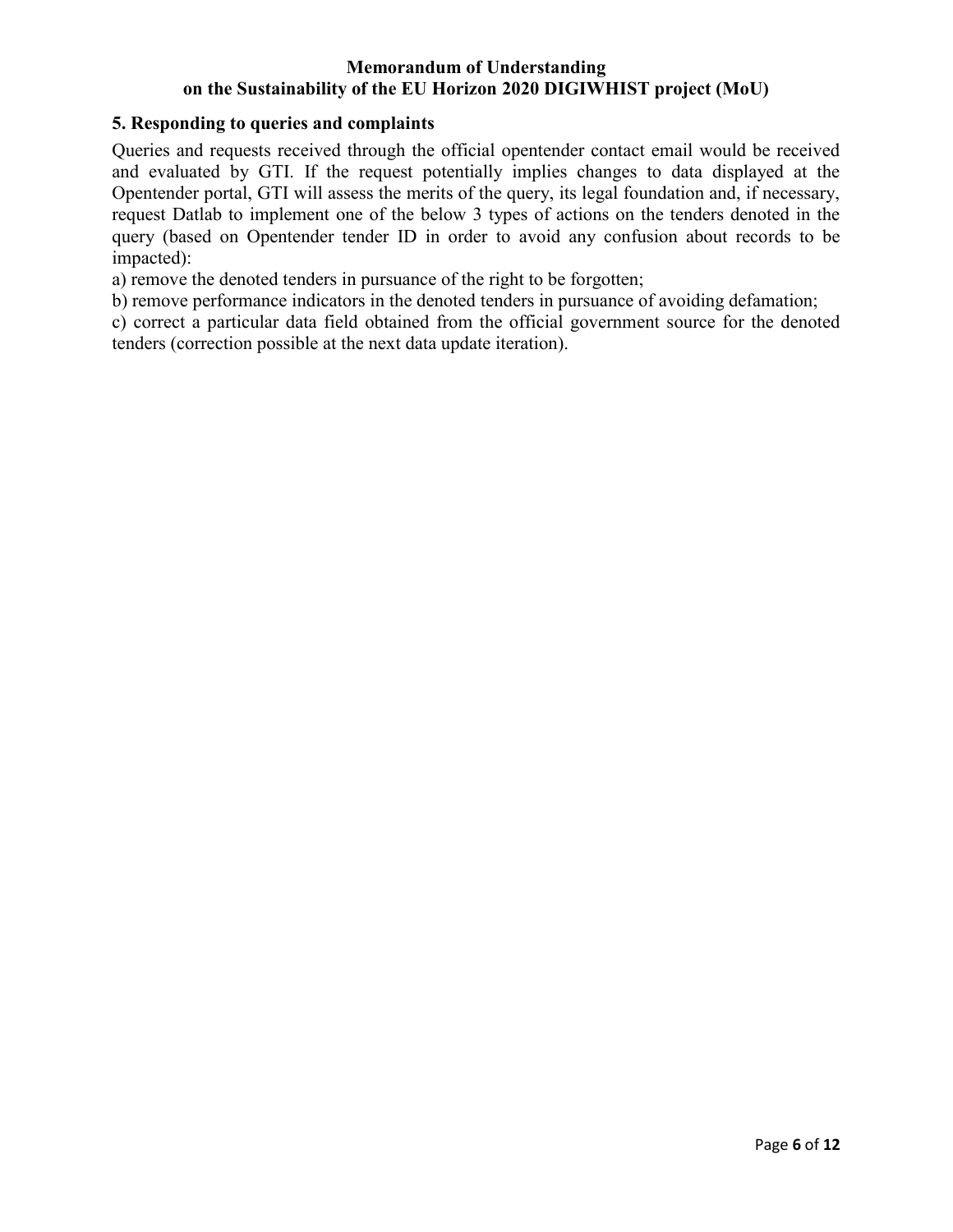## 5. Responding to queries and complaints

Queries and requests received through the official opentender contact email would be received and evaluated by GTI. If the request potentially implies changes to data displayed at the Opentender portal, GTI will assess the merits of the query, its legal foundation and, if necessary, request Datlab to implement one of the below 3 types of actions on the tenders denoted in the query (based on Opentender tender ID in order to avoid any confusion about records to be impacted):

a) remove the denoted tenders in pursuance of the right to be forgotten;

b) remove performance indicators in the denoted tenders in pursuance of avoiding defamation;

c) correct a particular data field obtained from the official government source for the denoted tenders (correction possible at the next data update iteration).